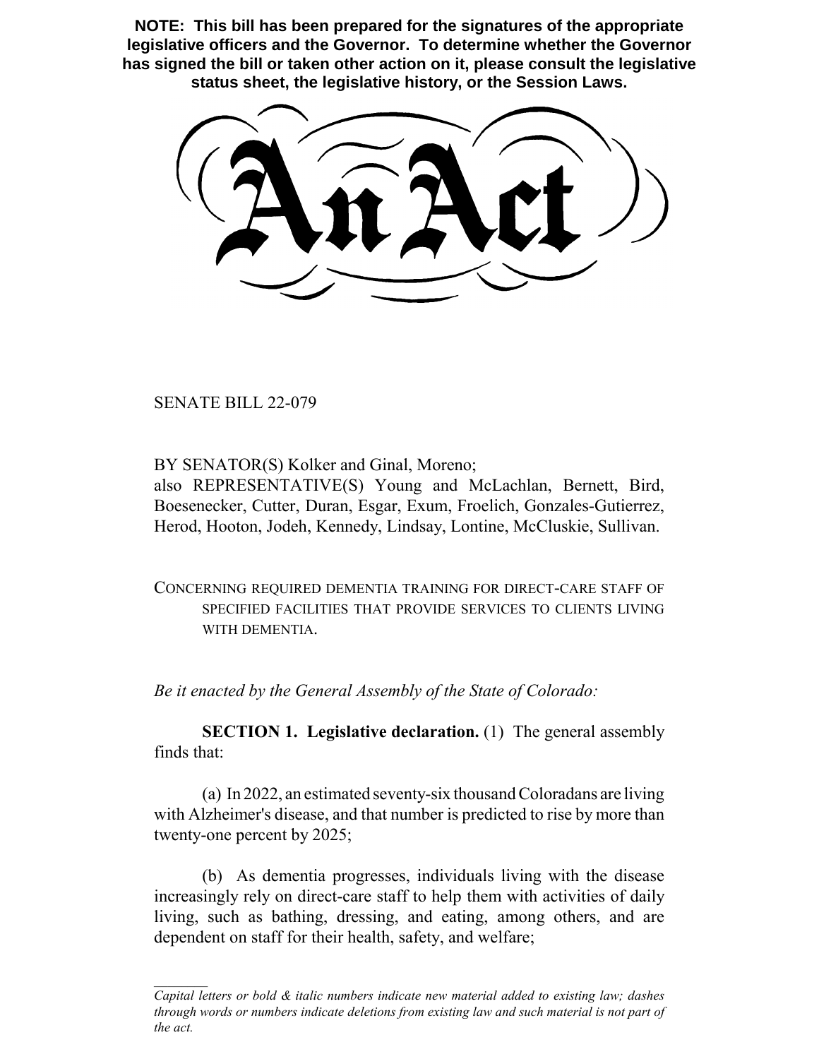**NOTE: This bill has been prepared for the signatures of the appropriate legislative officers and the Governor. To determine whether the Governor has signed the bill or taken other action on it, please consult the legislative status sheet, the legislative history, or the Session Laws.**

# An Act

SENATE BILL 22-079

BY SENATOR(S) Kolker and Ginal, Moreno;
also REPRESENTATIVE(S) Young and McLachlan, Bernett, Bird, Boesenecker, Cutter, Duran, Esgar, Exum, Froelich, Gonzales-Gutierrez, Herod, Hooton, Jodeh, Kennedy, Lindsay, Lontine, McCluskie, Sullivan.

CONCERNING REQUIRED DEMENTIA TRAINING FOR DIRECT-CARE STAFF OF SPECIFIED FACILITIES THAT PROVIDE SERVICES TO CLIENTS LIVING WITH DEMENTIA.

*Be it enacted by the General Assembly of the State of Colorado:*

**SECTION 1. Legislative declaration.** (1) The general assembly finds that:

(a) In 2022, an estimated seventy-six thousand Coloradans are living with Alzheimer's disease, and that number is predicted to rise by more than twenty-one percent by 2025;

(b) As dementia progresses, individuals living with the disease increasingly rely on direct-care staff to help them with activities of daily living, such as bathing, dressing, and eating, among others, and are dependent on staff for their health, safety, and welfare;

*Capital letters or bold & italic numbers indicate new material added to existing law; dashes through words or numbers indicate deletions from existing law and such material is not part of the act.*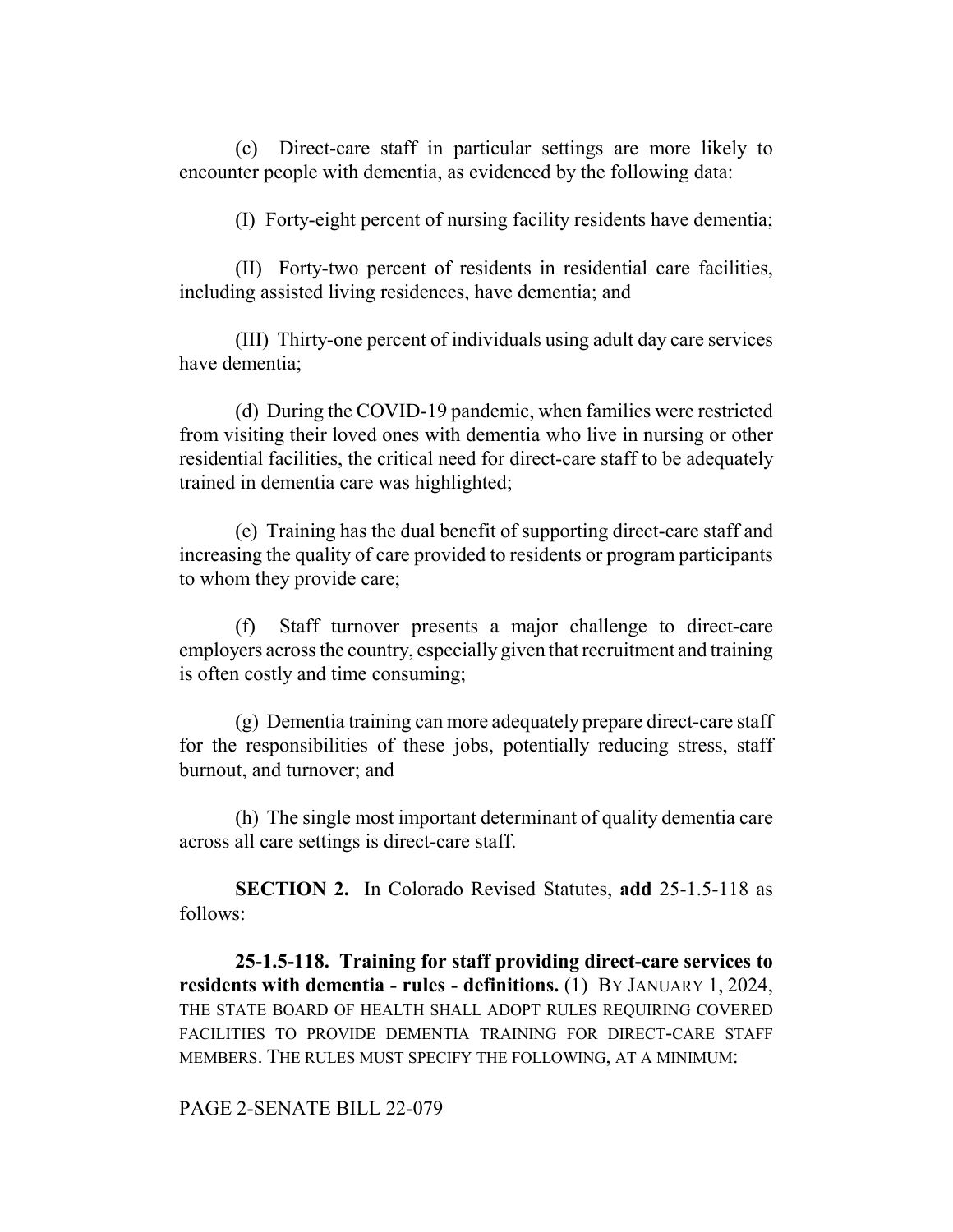(c) Direct-care staff in particular settings are more likely to encounter people with dementia, as evidenced by the following data:

(I) Forty-eight percent of nursing facility residents have dementia;

(II) Forty-two percent of residents in residential care facilities, including assisted living residences, have dementia; and

(III) Thirty-one percent of individuals using adult day care services have dementia;

(d) During the COVID-19 pandemic, when families were restricted from visiting their loved ones with dementia who live in nursing or other residential facilities, the critical need for direct-care staff to be adequately trained in dementia care was highlighted;

(e) Training has the dual benefit of supporting direct-care staff and increasing the quality of care provided to residents or program participants to whom they provide care;

(f) Staff turnover presents a major challenge to direct-care employers across the country, especially given that recruitment and training is often costly and time consuming;

(g) Dementia training can more adequately prepare direct-care staff for the responsibilities of these jobs, potentially reducing stress, staff burnout, and turnover; and

(h) The single most important determinant of quality dementia care across all care settings is direct-care staff.

**SECTION 2.** In Colorado Revised Statutes, **add** 25-1.5-118 as follows:

**25-1.5-118. Training for staff providing direct-care services to residents with dementia - rules - definitions.** (1) BY JANUARY 1, 2024, THE STATE BOARD OF HEALTH SHALL ADOPT RULES REQUIRING COVERED FACILITIES TO PROVIDE DEMENTIA TRAINING FOR DIRECT-CARE STAFF MEMBERS. THE RULES MUST SPECIFY THE FOLLOWING, AT A MINIMUM:

PAGE 2-SENATE BILL 22-079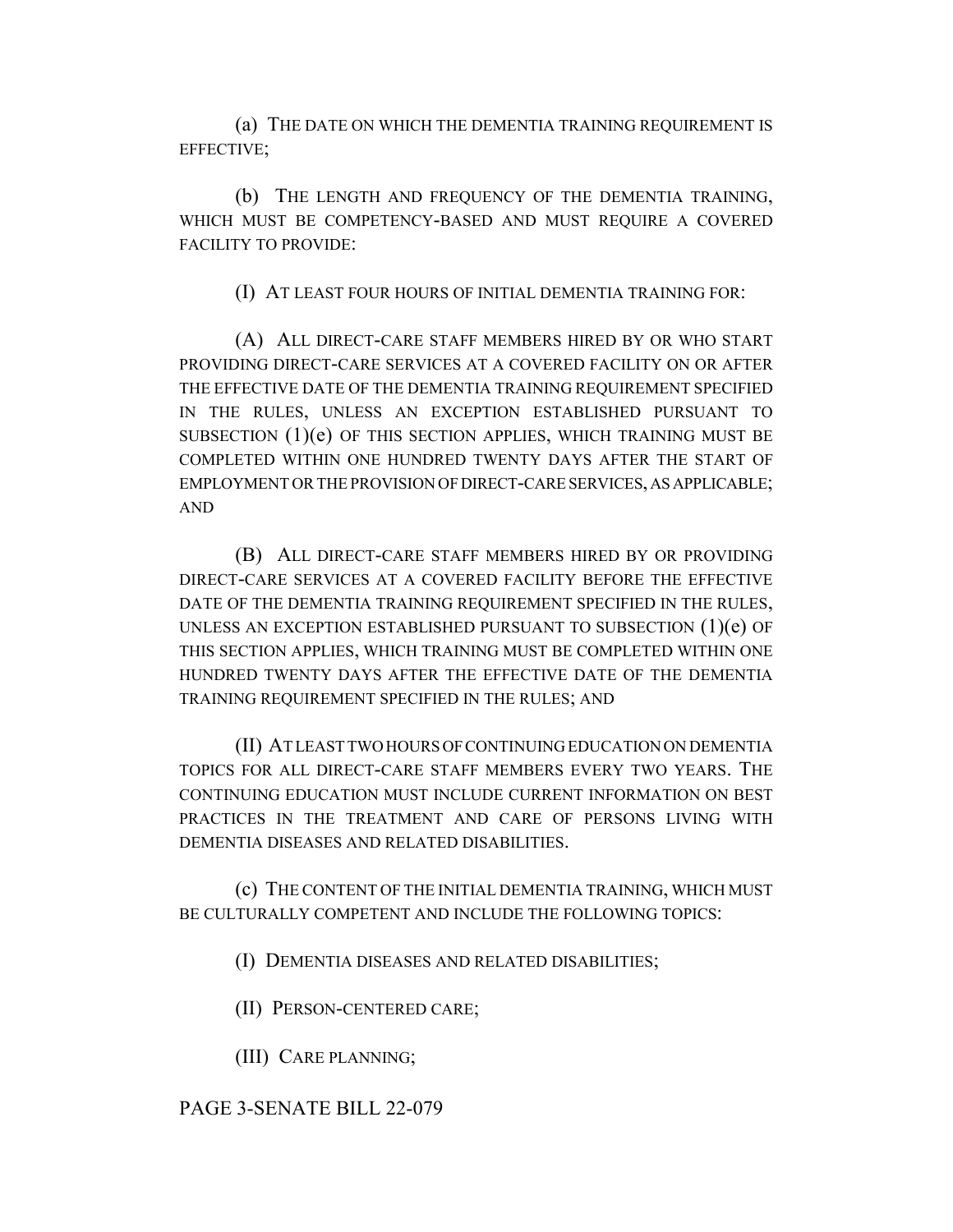(a) THE DATE ON WHICH THE DEMENTIA TRAINING REQUIREMENT IS EFFECTIVE;

(b) THE LENGTH AND FREQUENCY OF THE DEMENTIA TRAINING, WHICH MUST BE COMPETENCY-BASED AND MUST REQUIRE A COVERED FACILITY TO PROVIDE:

(I) AT LEAST FOUR HOURS OF INITIAL DEMENTIA TRAINING FOR:

(A) ALL DIRECT-CARE STAFF MEMBERS HIRED BY OR WHO START PROVIDING DIRECT-CARE SERVICES AT A COVERED FACILITY ON OR AFTER THE EFFECTIVE DATE OF THE DEMENTIA TRAINING REQUIREMENT SPECIFIED IN THE RULES, UNLESS AN EXCEPTION ESTABLISHED PURSUANT TO SUBSECTION (1)(e) OF THIS SECTION APPLIES, WHICH TRAINING MUST BE COMPLETED WITHIN ONE HUNDRED TWENTY DAYS AFTER THE START OF EMPLOYMENT OR THE PROVISION OF DIRECT-CARE SERVICES, AS APPLICABLE; AND

(B) ALL DIRECT-CARE STAFF MEMBERS HIRED BY OR PROVIDING DIRECT-CARE SERVICES AT A COVERED FACILITY BEFORE THE EFFECTIVE DATE OF THE DEMENTIA TRAINING REQUIREMENT SPECIFIED IN THE RULES, UNLESS AN EXCEPTION ESTABLISHED PURSUANT TO SUBSECTION (1)(e) OF THIS SECTION APPLIES, WHICH TRAINING MUST BE COMPLETED WITHIN ONE HUNDRED TWENTY DAYS AFTER THE EFFECTIVE DATE OF THE DEMENTIA TRAINING REQUIREMENT SPECIFIED IN THE RULES; AND

(II) AT LEAST TWO HOURS OF CONTINUING EDUCATION ON DEMENTIA TOPICS FOR ALL DIRECT-CARE STAFF MEMBERS EVERY TWO YEARS. THE CONTINUING EDUCATION MUST INCLUDE CURRENT INFORMATION ON BEST PRACTICES IN THE TREATMENT AND CARE OF PERSONS LIVING WITH DEMENTIA DISEASES AND RELATED DISABILITIES.

(c) THE CONTENT OF THE INITIAL DEMENTIA TRAINING, WHICH MUST BE CULTURALLY COMPETENT AND INCLUDE THE FOLLOWING TOPICS:

(I) DEMENTIA DISEASES AND RELATED DISABILITIES;

(II) PERSON-CENTERED CARE;

(III) CARE PLANNING;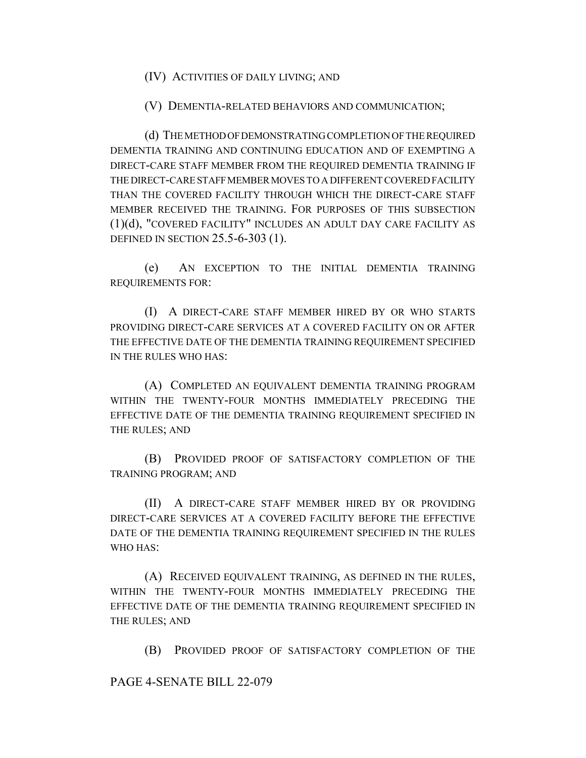(IV) ACTIVITIES OF DAILY LIVING; AND

(V) DEMENTIA-RELATED BEHAVIORS AND COMMUNICATION;

(d) THE METHOD OF DEMONSTRATING COMPLETION OF THE REQUIRED DEMENTIA TRAINING AND CONTINUING EDUCATION AND OF EXEMPTING A DIRECT-CARE STAFF MEMBER FROM THE REQUIRED DEMENTIA TRAINING IF THE DIRECT-CARE STAFF MEMBER MOVES TO A DIFFERENT COVERED FACILITY THAN THE COVERED FACILITY THROUGH WHICH THE DIRECT-CARE STAFF MEMBER RECEIVED THE TRAINING. FOR PURPOSES OF THIS SUBSECTION (1)(d), "COVERED FACILITY" INCLUDES AN ADULT DAY CARE FACILITY AS DEFINED IN SECTION 25.5-6-303 (1).

(e) AN EXCEPTION TO THE INITIAL DEMENTIA TRAINING REQUIREMENTS FOR:

(I) A DIRECT-CARE STAFF MEMBER HIRED BY OR WHO STARTS PROVIDING DIRECT-CARE SERVICES AT A COVERED FACILITY ON OR AFTER THE EFFECTIVE DATE OF THE DEMENTIA TRAINING REQUIREMENT SPECIFIED IN THE RULES WHO HAS:

(A) COMPLETED AN EQUIVALENT DEMENTIA TRAINING PROGRAM WITHIN THE TWENTY-FOUR MONTHS IMMEDIATELY PRECEDING THE EFFECTIVE DATE OF THE DEMENTIA TRAINING REQUIREMENT SPECIFIED IN THE RULES; AND

(B) PROVIDED PROOF OF SATISFACTORY COMPLETION OF THE TRAINING PROGRAM; AND

(II) A DIRECT-CARE STAFF MEMBER HIRED BY OR PROVIDING DIRECT-CARE SERVICES AT A COVERED FACILITY BEFORE THE EFFECTIVE DATE OF THE DEMENTIA TRAINING REQUIREMENT SPECIFIED IN THE RULES WHO HAS:

(A) RECEIVED EQUIVALENT TRAINING, AS DEFINED IN THE RULES, WITHIN THE TWENTY-FOUR MONTHS IMMEDIATELY PRECEDING THE EFFECTIVE DATE OF THE DEMENTIA TRAINING REQUIREMENT SPECIFIED IN THE RULES; AND

(B) PROVIDED PROOF OF SATISFACTORY COMPLETION OF THE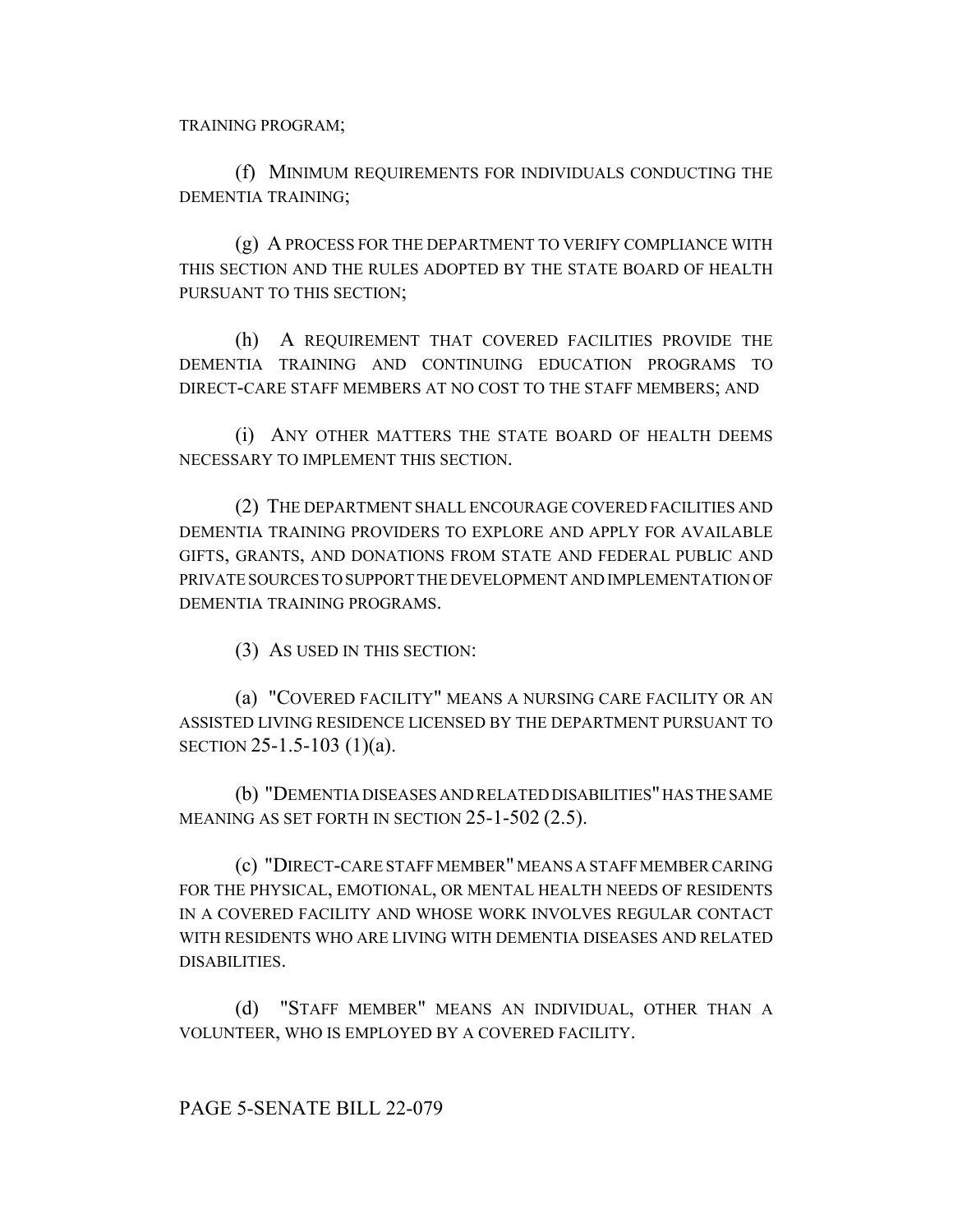TRAINING PROGRAM;

(f) MINIMUM REQUIREMENTS FOR INDIVIDUALS CONDUCTING THE DEMENTIA TRAINING;

(g) A PROCESS FOR THE DEPARTMENT TO VERIFY COMPLIANCE WITH THIS SECTION AND THE RULES ADOPTED BY THE STATE BOARD OF HEALTH PURSUANT TO THIS SECTION;

(h) A REQUIREMENT THAT COVERED FACILITIES PROVIDE THE DEMENTIA TRAINING AND CONTINUING EDUCATION PROGRAMS TO DIRECT-CARE STAFF MEMBERS AT NO COST TO THE STAFF MEMBERS; AND

(i) ANY OTHER MATTERS THE STATE BOARD OF HEALTH DEEMS NECESSARY TO IMPLEMENT THIS SECTION.

(2) THE DEPARTMENT SHALL ENCOURAGE COVERED FACILITIES AND DEMENTIA TRAINING PROVIDERS TO EXPLORE AND APPLY FOR AVAILABLE GIFTS, GRANTS, AND DONATIONS FROM STATE AND FEDERAL PUBLIC AND PRIVATE SOURCES TO SUPPORT THE DEVELOPMENT AND IMPLEMENTATION OF DEMENTIA TRAINING PROGRAMS.

(3) AS USED IN THIS SECTION:

(a) "COVERED FACILITY" MEANS A NURSING CARE FACILITY OR AN ASSISTED LIVING RESIDENCE LICENSED BY THE DEPARTMENT PURSUANT TO SECTION 25-1.5-103 (1)(a).

(b) "DEMENTIA DISEASES AND RELATED DISABILITIES" HAS THE SAME MEANING AS SET FORTH IN SECTION 25-1-502 (2.5).

(c) "DIRECT-CARE STAFF MEMBER" MEANS A STAFF MEMBER CARING FOR THE PHYSICAL, EMOTIONAL, OR MENTAL HEALTH NEEDS OF RESIDENTS IN A COVERED FACILITY AND WHOSE WORK INVOLVES REGULAR CONTACT WITH RESIDENTS WHO ARE LIVING WITH DEMENTIA DISEASES AND RELATED DISABILITIES.

(d) "STAFF MEMBER" MEANS AN INDIVIDUAL, OTHER THAN A VOLUNTEER, WHO IS EMPLOYED BY A COVERED FACILITY.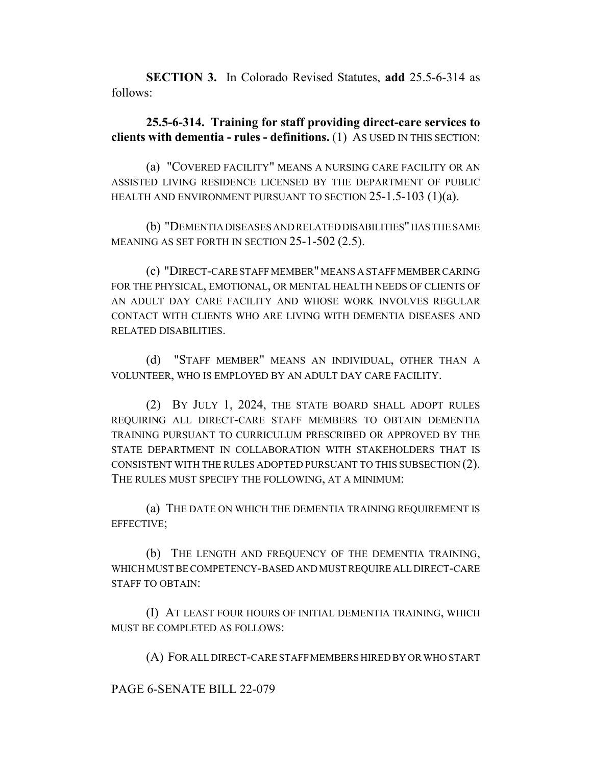**SECTION 3.** In Colorado Revised Statutes, **add** 25.5-6-314 as follows:

**25.5-6-314. Training for staff providing direct-care services to clients with dementia - rules - definitions.** (1) AS USED IN THIS SECTION:

(a) "COVERED FACILITY" MEANS A NURSING CARE FACILITY OR AN ASSISTED LIVING RESIDENCE LICENSED BY THE DEPARTMENT OF PUBLIC HEALTH AND ENVIRONMENT PURSUANT TO SECTION 25-1.5-103 (1)(a).

(b) "DEMENTIA DISEASES AND RELATED DISABILITIES" HAS THE SAME MEANING AS SET FORTH IN SECTION 25-1-502 (2.5).

(c) "DIRECT-CARE STAFF MEMBER" MEANS A STAFF MEMBER CARING FOR THE PHYSICAL, EMOTIONAL, OR MENTAL HEALTH NEEDS OF CLIENTS OF AN ADULT DAY CARE FACILITY AND WHOSE WORK INVOLVES REGULAR CONTACT WITH CLIENTS WHO ARE LIVING WITH DEMENTIA DISEASES AND RELATED DISABILITIES.

(d) "STAFF MEMBER" MEANS AN INDIVIDUAL, OTHER THAN A VOLUNTEER, WHO IS EMPLOYED BY AN ADULT DAY CARE FACILITY.

(2) BY JULY 1, 2024, THE STATE BOARD SHALL ADOPT RULES REQUIRING ALL DIRECT-CARE STAFF MEMBERS TO OBTAIN DEMENTIA TRAINING PURSUANT TO CURRICULUM PRESCRIBED OR APPROVED BY THE STATE DEPARTMENT IN COLLABORATION WITH STAKEHOLDERS THAT IS CONSISTENT WITH THE RULES ADOPTED PURSUANT TO THIS SUBSECTION (2). THE RULES MUST SPECIFY THE FOLLOWING, AT A MINIMUM:

(a) THE DATE ON WHICH THE DEMENTIA TRAINING REQUIREMENT IS EFFECTIVE;

(b) THE LENGTH AND FREQUENCY OF THE DEMENTIA TRAINING, WHICH MUST BE COMPETENCY-BASED AND MUST REQUIRE ALL DIRECT-CARE STAFF TO OBTAIN:

(I) AT LEAST FOUR HOURS OF INITIAL DEMENTIA TRAINING, WHICH MUST BE COMPLETED AS FOLLOWS:

(A) FOR ALL DIRECT-CARE STAFF MEMBERS HIRED BY OR WHO START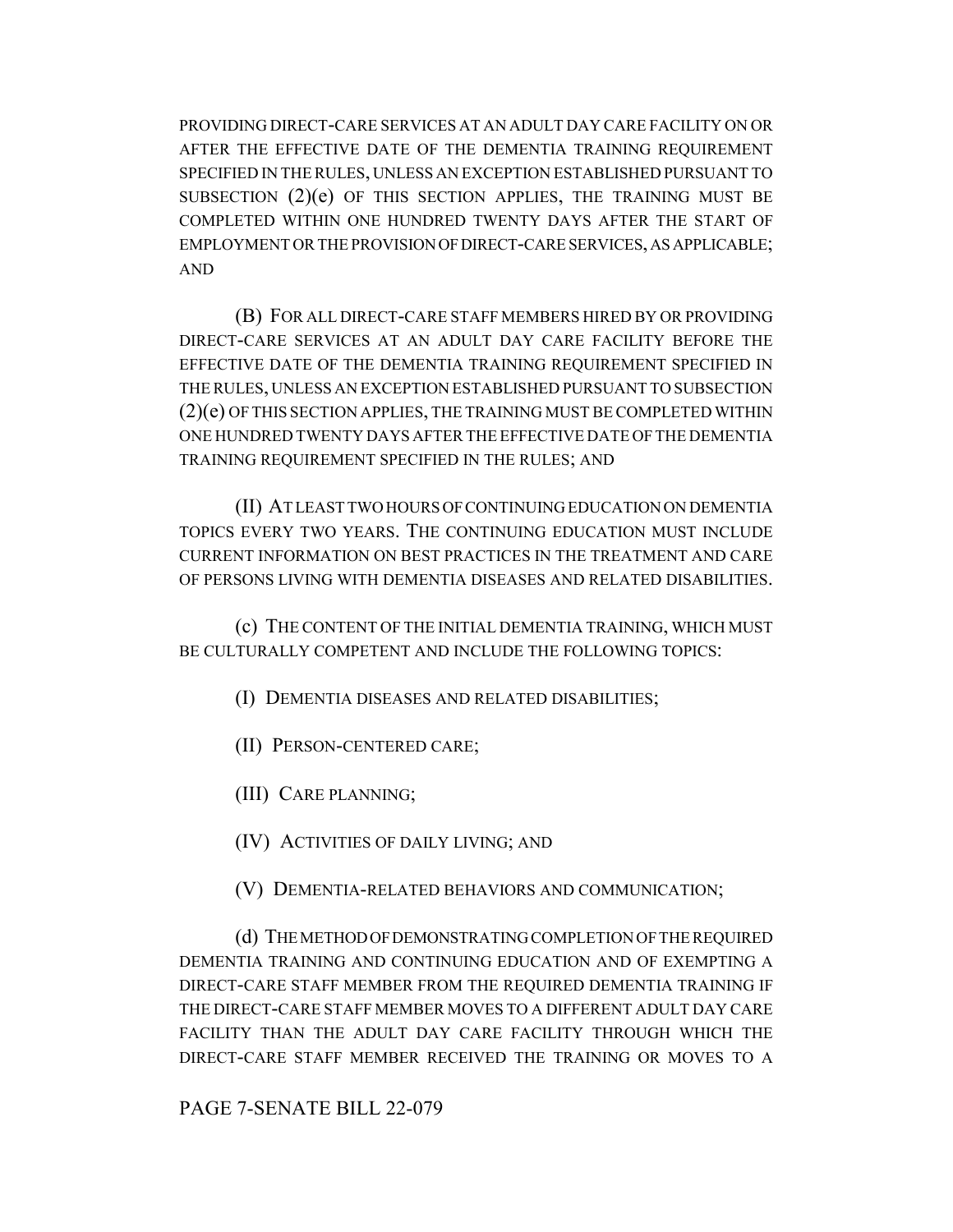PROVIDING DIRECT-CARE SERVICES AT AN ADULT DAY CARE FACILITY ON OR AFTER THE EFFECTIVE DATE OF THE DEMENTIA TRAINING REQUIREMENT SPECIFIED IN THE RULES, UNLESS AN EXCEPTION ESTABLISHED PURSUANT TO SUBSECTION (2)(e) OF THIS SECTION APPLIES, THE TRAINING MUST BE COMPLETED WITHIN ONE HUNDRED TWENTY DAYS AFTER THE START OF EMPLOYMENT OR THE PROVISION OF DIRECT-CARE SERVICES, AS APPLICABLE; AND

(B) FOR ALL DIRECT-CARE STAFF MEMBERS HIRED BY OR PROVIDING DIRECT-CARE SERVICES AT AN ADULT DAY CARE FACILITY BEFORE THE EFFECTIVE DATE OF THE DEMENTIA TRAINING REQUIREMENT SPECIFIED IN THE RULES, UNLESS AN EXCEPTION ESTABLISHED PURSUANT TO SUBSECTION (2)(e) OF THIS SECTION APPLIES, THE TRAINING MUST BE COMPLETED WITHIN ONE HUNDRED TWENTY DAYS AFTER THE EFFECTIVE DATE OF THE DEMENTIA TRAINING REQUIREMENT SPECIFIED IN THE RULES; AND

(II) AT LEAST TWO HOURS OF CONTINUING EDUCATION ON DEMENTIA TOPICS EVERY TWO YEARS. THE CONTINUING EDUCATION MUST INCLUDE CURRENT INFORMATION ON BEST PRACTICES IN THE TREATMENT AND CARE OF PERSONS LIVING WITH DEMENTIA DISEASES AND RELATED DISABILITIES.

(c) THE CONTENT OF THE INITIAL DEMENTIA TRAINING, WHICH MUST BE CULTURALLY COMPETENT AND INCLUDE THE FOLLOWING TOPICS:

(I) DEMENTIA DISEASES AND RELATED DISABILITIES;

(II) PERSON-CENTERED CARE;

(III) CARE PLANNING;

(IV) ACTIVITIES OF DAILY LIVING; AND

(V) DEMENTIA-RELATED BEHAVIORS AND COMMUNICATION;

(d) THE METHOD OF DEMONSTRATING COMPLETION OF THE REQUIRED DEMENTIA TRAINING AND CONTINUING EDUCATION AND OF EXEMPTING A DIRECT-CARE STAFF MEMBER FROM THE REQUIRED DEMENTIA TRAINING IF THE DIRECT-CARE STAFF MEMBER MOVES TO A DIFFERENT ADULT DAY CARE FACILITY THAN THE ADULT DAY CARE FACILITY THROUGH WHICH THE DIRECT-CARE STAFF MEMBER RECEIVED THE TRAINING OR MOVES TO A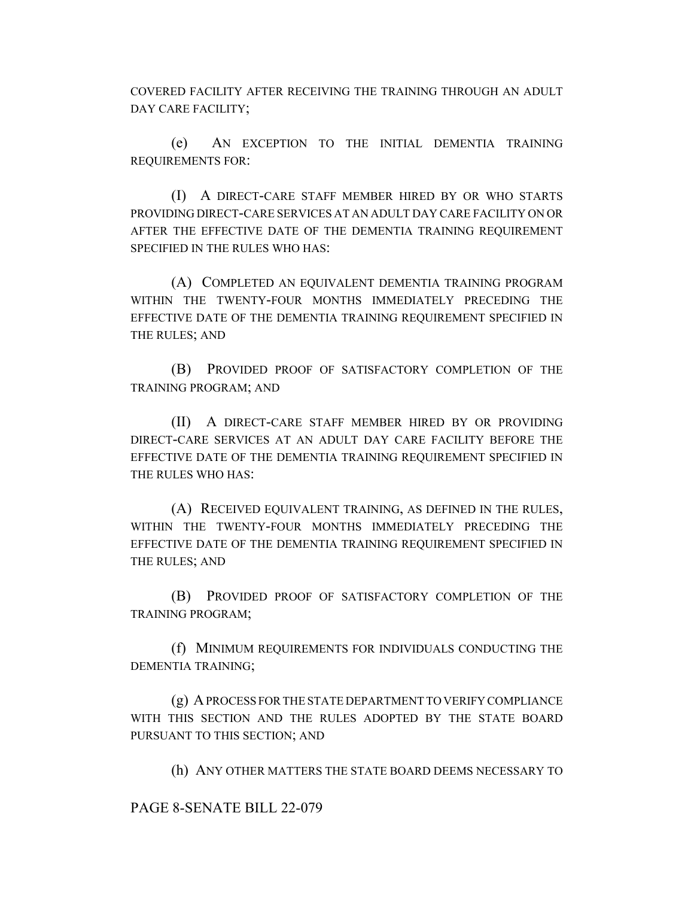COVERED FACILITY AFTER RECEIVING THE TRAINING THROUGH AN ADULT DAY CARE FACILITY;

(e) AN EXCEPTION TO THE INITIAL DEMENTIA TRAINING REQUIREMENTS FOR:

(I) A DIRECT-CARE STAFF MEMBER HIRED BY OR WHO STARTS PROVIDING DIRECT-CARE SERVICES AT AN ADULT DAY CARE FACILITY ON OR AFTER THE EFFECTIVE DATE OF THE DEMENTIA TRAINING REQUIREMENT SPECIFIED IN THE RULES WHO HAS:

(A) COMPLETED AN EQUIVALENT DEMENTIA TRAINING PROGRAM WITHIN THE TWENTY-FOUR MONTHS IMMEDIATELY PRECEDING THE EFFECTIVE DATE OF THE DEMENTIA TRAINING REQUIREMENT SPECIFIED IN THE RULES; AND

(B) PROVIDED PROOF OF SATISFACTORY COMPLETION OF THE TRAINING PROGRAM; AND

(II) A DIRECT-CARE STAFF MEMBER HIRED BY OR PROVIDING DIRECT-CARE SERVICES AT AN ADULT DAY CARE FACILITY BEFORE THE EFFECTIVE DATE OF THE DEMENTIA TRAINING REQUIREMENT SPECIFIED IN THE RULES WHO HAS:

(A) RECEIVED EQUIVALENT TRAINING, AS DEFINED IN THE RULES, WITHIN THE TWENTY-FOUR MONTHS IMMEDIATELY PRECEDING THE EFFECTIVE DATE OF THE DEMENTIA TRAINING REQUIREMENT SPECIFIED IN THE RULES; AND

(B) PROVIDED PROOF OF SATISFACTORY COMPLETION OF THE TRAINING PROGRAM;

(f) MINIMUM REQUIREMENTS FOR INDIVIDUALS CONDUCTING THE DEMENTIA TRAINING;

(g) A PROCESS FOR THE STATE DEPARTMENT TO VERIFY COMPLIANCE WITH THIS SECTION AND THE RULES ADOPTED BY THE STATE BOARD PURSUANT TO THIS SECTION; AND

(h) ANY OTHER MATTERS THE STATE BOARD DEEMS NECESSARY TO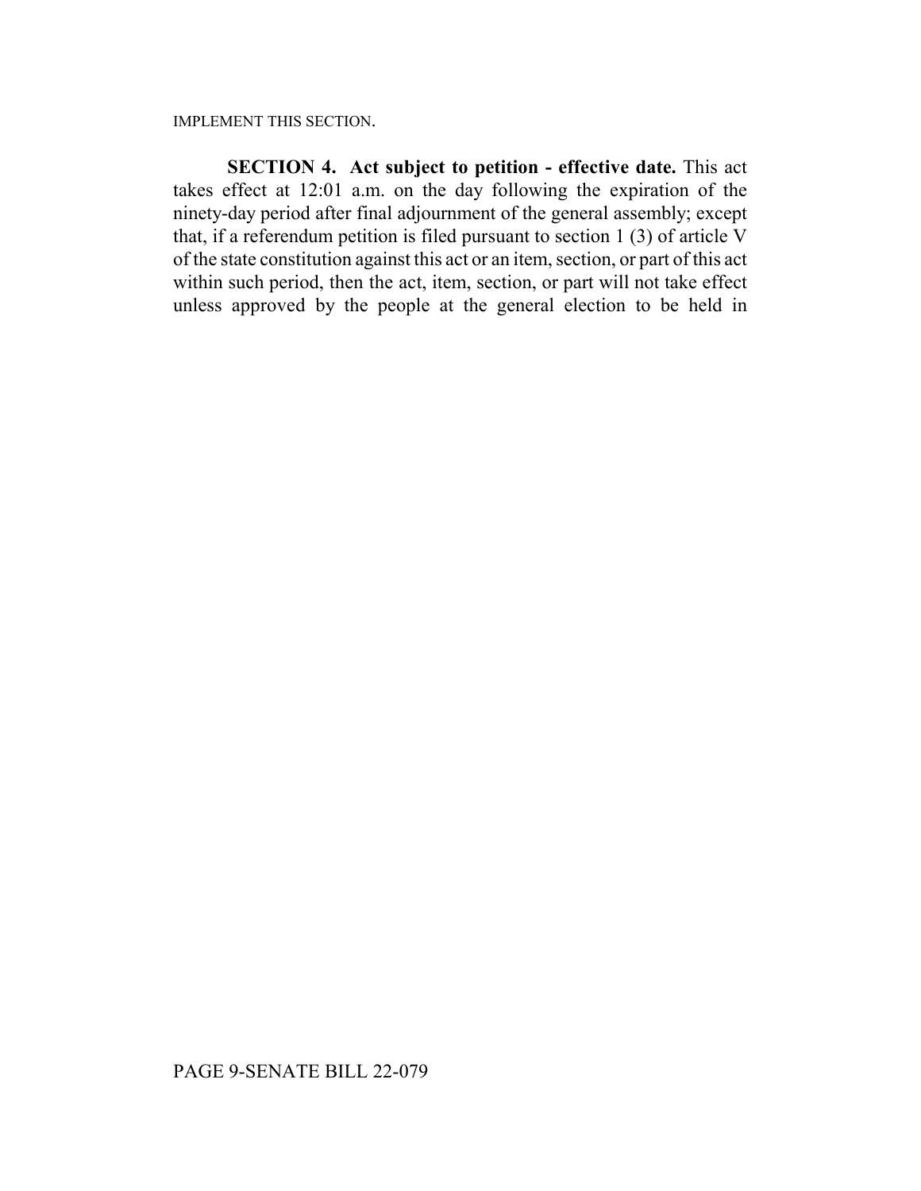IMPLEMENT THIS SECTION.

**SECTION 4. Act subject to petition - effective date.** This act takes effect at 12:01 a.m. on the day following the expiration of the ninety-day period after final adjournment of the general assembly; except that, if a referendum petition is filed pursuant to section 1 (3) of article V of the state constitution against this act or an item, section, or part of this act within such period, then the act, item, section, or part will not take effect unless approved by the people at the general election to be held in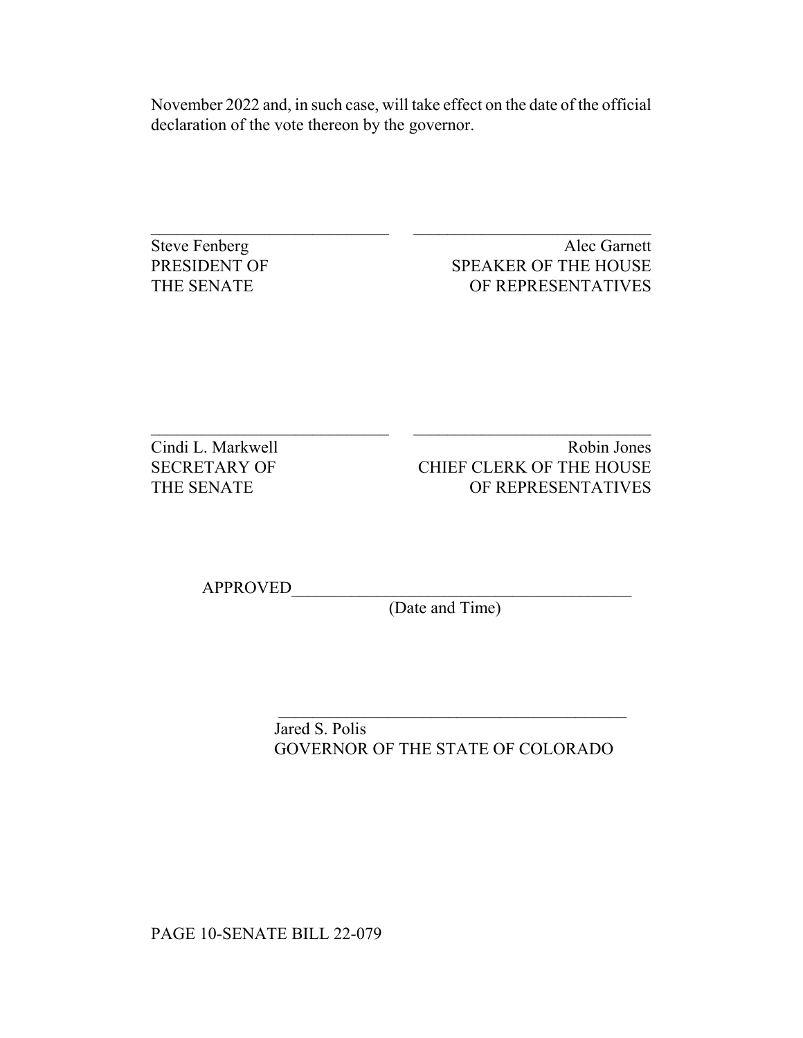November 2022 and, in such case, will take effect on the date of the official declaration of the vote thereon by the governor.

| | |
|---|---|
| ____________________________ | ____________________________ |
| Steve Fenberg<br>PRESIDENT OF<br>THE SENATE | Alec Garnett<br>SPEAKER OF THE HOUSE<br>OF REPRESENTATIVES |
| ____________________________ | ____________________________ |
| Cindi L. Markwell<br>SECRETARY OF<br>THE SENATE | Robin Jones<br>CHIEF CLERK OF THE HOUSE<br>OF REPRESENTATIVES |

APPROVED________________________________________
(Date and Time)

_________________________________________
Jared S. Polis
GOVERNOR OF THE STATE OF COLORADO